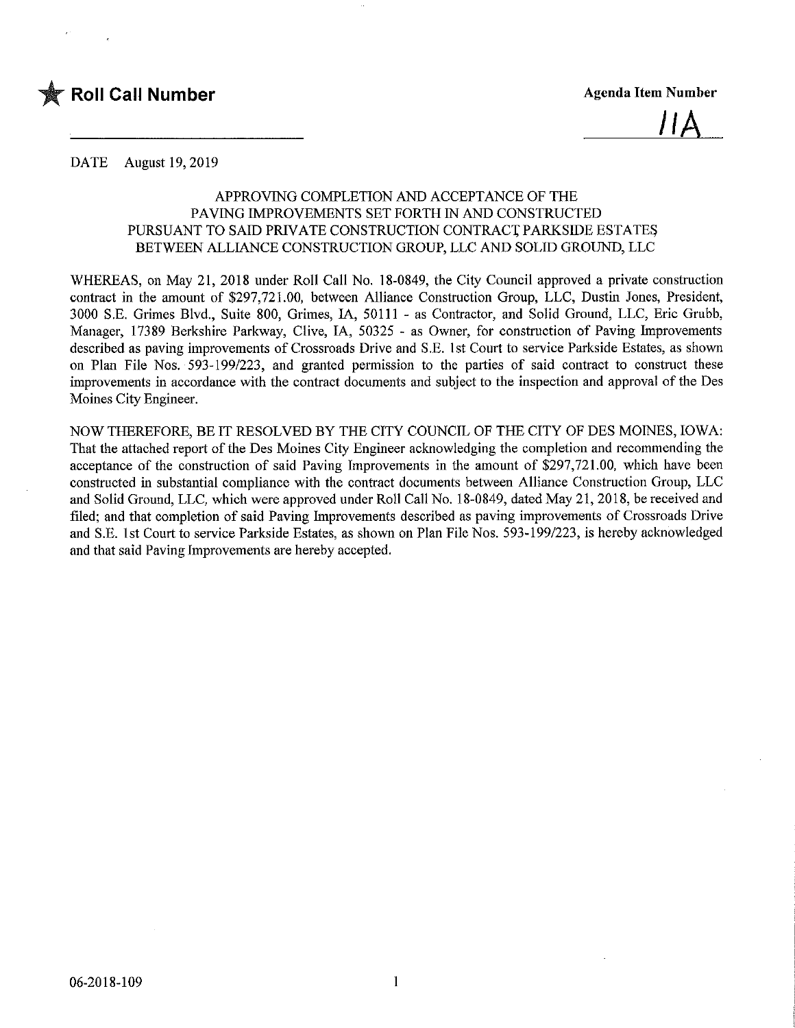**Roll Call Number**

**Agenda Item Number**

11A

DATE August 19, 2019

APPROVING COMPLETION AND ACCEPTANCE OF THE PAVING IMPROVEMENTS SET FORTH IN AND CONSTRUCTED PURSUANT TO SAID PRIVATE CONSTRUCTION CONTRACT, PARKSIDE ESTATES BETWEEN ALLIANCE CONSTRUCTION GROUP, LLC AND SOLID GROUND, LLC

WHEREAS, on May 21, 2018 under Roll Call No. 18-0849, the City Council approved a private construction contract in the amount of $297,721.00, between Alliance Construction Group, LLC, Dustin Jones, President, 3000 S.E. Grimes Blvd., Suite 800, Grimes, IA, 50111 - as Contractor, and Solid Ground, LLC, Eric Grubb, Manager, 17389 Berkshire Parkway, Clive, IA, 50325 - as Owner, for construction of Paving Improvements described as paving improvements of Crossroads Drive and S.E. 1st Court to service Parkside Estates, as shown on Plan File Nos. 593-199/223, and granted permission to the parties of said contract to construct these improvements in accordance with the contract documents and subject to the inspection and approval of the Des Moines City Engineer.

NOW THEREFORE, BE IT RESOLVED BY THE CITY COUNCIL OF THE CITY OF DES MOINES, IOWA: That the attached report of the Des Moines City Engineer acknowledging the completion and recommending the acceptance of the construction of said Paving Improvements in the amount of $297,721.00, which have been constructed in substantial compliance with the contract documents between Alliance Construction Group, LLC and Solid Ground, LLC, which were approved under Roll Call No. 18-0849, dated May 21, 2018, be received and filed; and that completion of said Paving Improvements described as paving improvements of Crossroads Drive and S.E. 1st Court to service Parkside Estates, as shown on Plan File Nos. 593-199/223, is hereby acknowledged and that said Paving Improvements are hereby accepted.

06-2018-109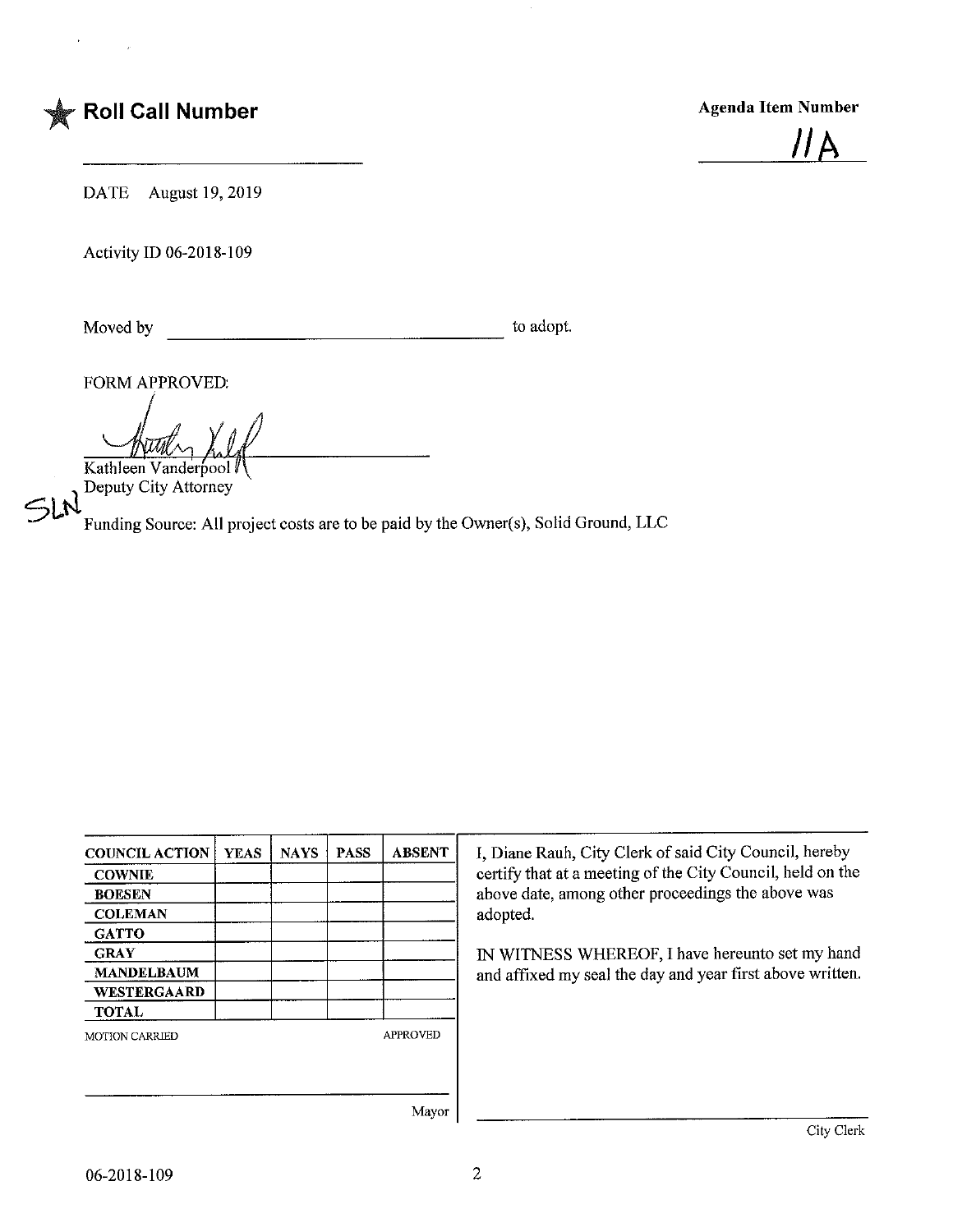★ **Roll Call Number**

**Agenda Item Number**

11A

DATE August 19, 2019

Activity ID 06-2018-109

Moved by ______________________________ to adopt.

FORM APPROVED:

Kathleen Vanderpool
Deputy City Attorney

SLN

Funding Source: All project costs are to be paid by the Owner(s), Solid Ground, LLC

| COUNCIL ACTION | YEAS | NAYS | PASS | ABSENT |
|---|---|---|---|---|
| COWNIE | | | | |
| BOESEN | | | | |
| COLEMAN | | | | |
| GATTO | | | | |
| GRAY | | | | |
| MANDELBAUM | | | | |
| WESTERGAARD | | | | |
| TOTAL | | | | |

MOTION CARRIED APPROVED

______________________________
Mayor

I, Diane Rauh, City Clerk of said City Council, hereby certify that at a meeting of the City Council, held on the above date, among other proceedings the above was adopted.

IN WITNESS WHEREOF, I have hereunto set my hand and affixed my seal the day and year first above written.

______________________________
City Clerk

06-2018-109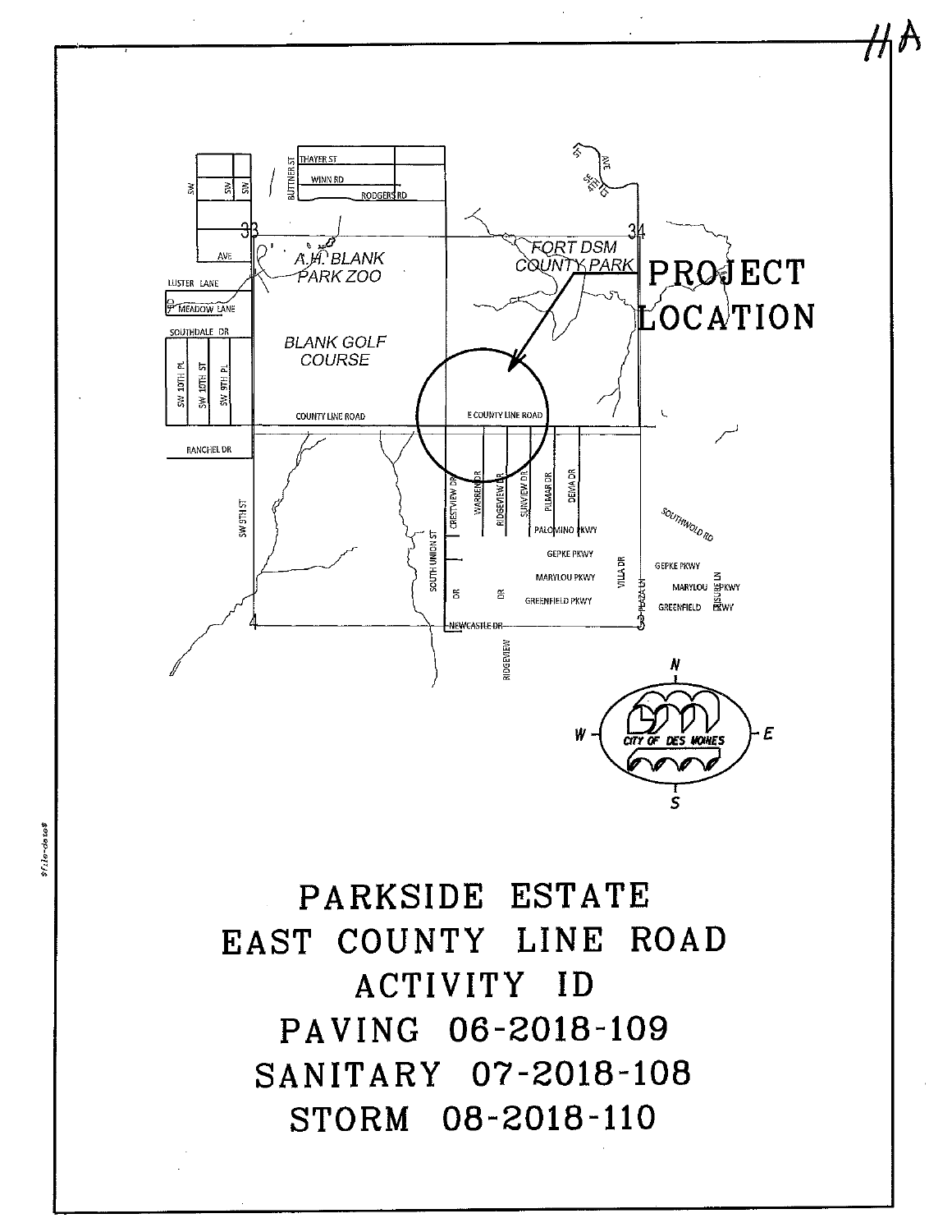11A

PROJECT LOCATION

# PARKSIDE ESTATE
# EAST COUNTY LINE ROAD
# ACTIVITY ID
# PAVING 06-2018-109
# SANITARY 07-2018-108
# STORM 08-2018-110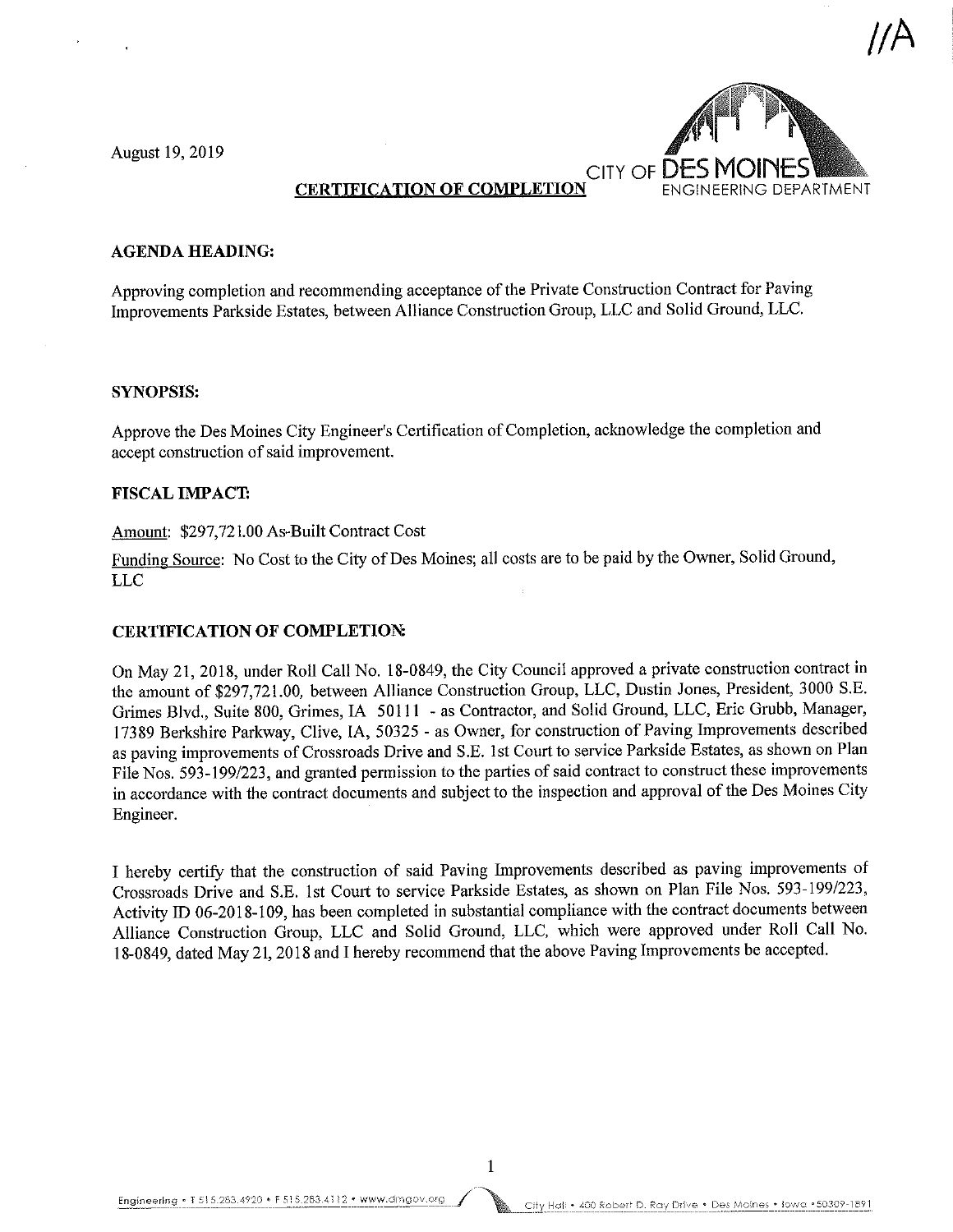11A

August 19, 2019

CITY OF DES MOINES
ENGINEERING DEPARTMENT

## CERTIFICATION OF COMPLETION

### AGENDA HEADING:

Approving completion and recommending acceptance of the Private Construction Contract for Paving Improvements Parkside Estates, between Alliance Construction Group, LLC and Solid Ground, LLC.

### SYNOPSIS:

Approve the Des Moines City Engineer's Certification of Completion, acknowledge the completion and accept construction of said improvement.

### FISCAL IMPACT:

Amount: $297,721.00 As-Built Contract Cost

Funding Source: No Cost to the City of Des Moines; all costs are to be paid by the Owner, Solid Ground, LLC

### CERTIFICATION OF COMPLETION:

On May 21, 2018, under Roll Call No. 18-0849, the City Council approved a private construction contract in the amount of $297,721.00, between Alliance Construction Group, LLC, Dustin Jones, President, 3000 S.E. Grimes Blvd., Suite 800, Grimes, IA 50111 - as Contractor, and Solid Ground, LLC, Eric Grubb, Manager, 17389 Berkshire Parkway, Clive, IA, 50325 - as Owner, for construction of Paving Improvements described as paving improvements of Crossroads Drive and S.E. 1st Court to service Parkside Estates, as shown on Plan File Nos. 593-199/223, and granted permission to the parties of said contract to construct these improvements in accordance with the contract documents and subject to the inspection and approval of the Des Moines City Engineer.

I hereby certify that the construction of said Paving Improvements described as paving improvements of Crossroads Drive and S.E. 1st Court to service Parkside Estates, as shown on Plan File Nos. 593-199/223, Activity ID 06-2018-109, has been completed in substantial compliance with the contract documents between Alliance Construction Group, LLC and Solid Ground, LLC, which were approved under Roll Call No. 18-0849, dated May 21, 2018 and I hereby recommend that the above Paving Improvements be accepted.

Engineering • T 515.283.4920 • F 515.283.4112 • www.dmgov.org   City Hall • 400 Robert D. Ray Drive • Des Moines • Iowa • 50309-1891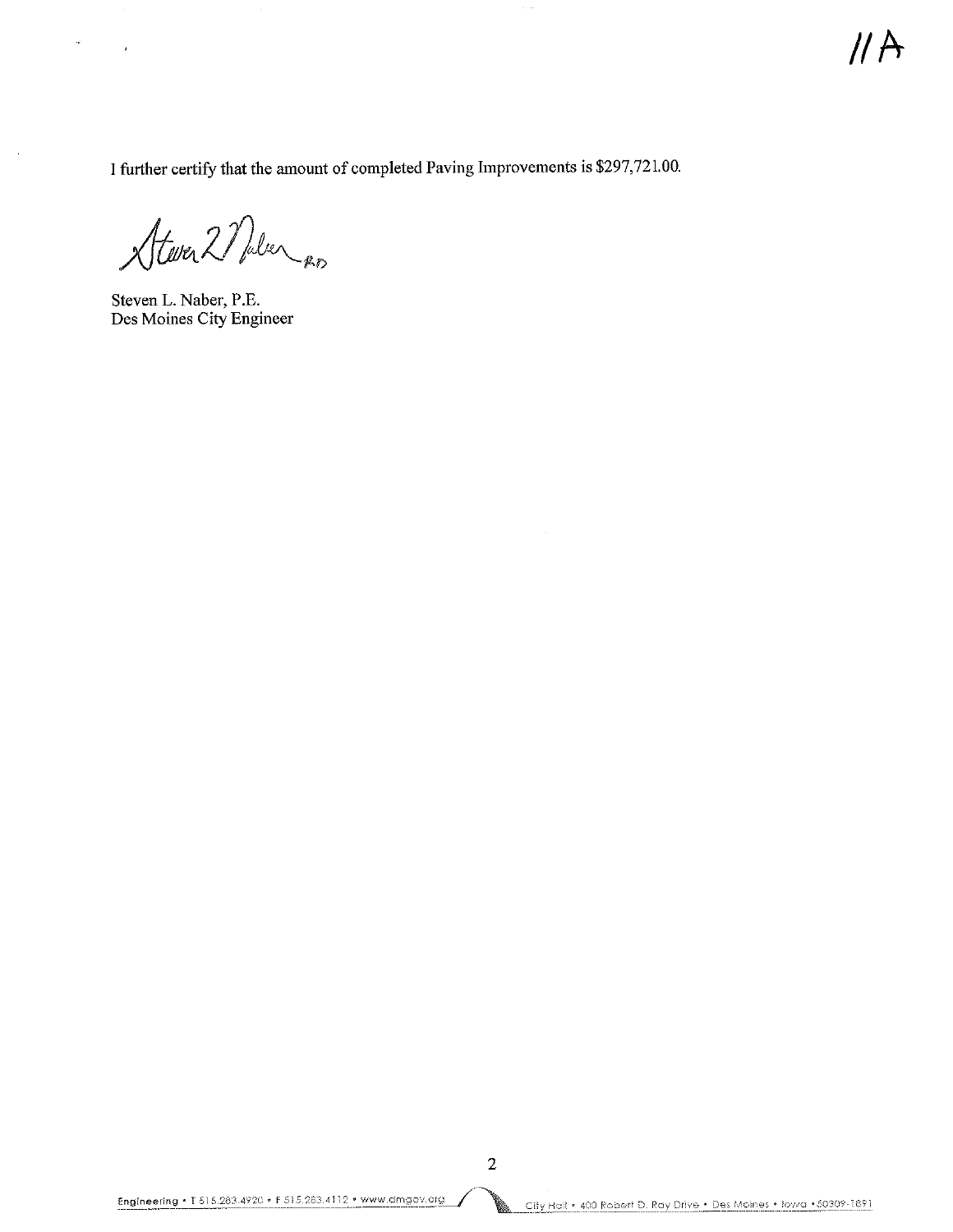11A

I further certify that the amount of completed Paving Improvements is $297,721.00.

Steven L. Naber, P.E.
Des Moines City Engineer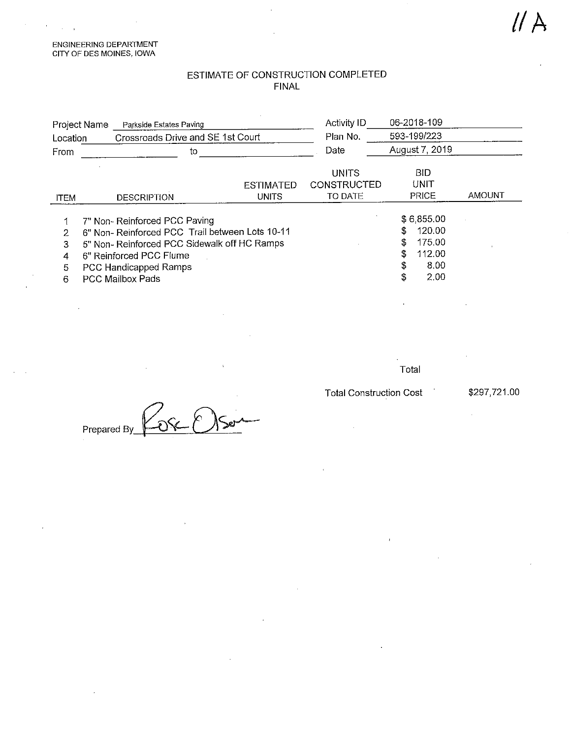11A

ENGINEERING DEPARTMENT
CITY OF DES MOINES, IOWA

# ESTIMATE OF CONSTRUCTION COMPLETED
## FINAL

Project Name: Parkside Estates Paving
Location: Crossroads Drive and SE 1st Court
From ______ to ______

Activity ID: 06-2018-109
Plan No.: 593-199/223
Date: August 7, 2019

| ITEM | DESCRIPTION | ESTIMATED UNITS | UNITS CONSTRUCTED TO DATE | BID UNIT PRICE | AMOUNT |
|---|---|---|---|---|---|
| 1 | 7" Non- Reinforced PCC Paving | | | $ 6,855.00 | |
| 2 | 6" Non- Reinforced PCC Trail between Lots 10-11 | | | $ 120.00 | |
| 3 | 5" Non- Reinforced PCC Sidewalk off HC Ramps | | | $ 175.00 | |
| 4 | 6" Reinforced PCC Flume | | | $ 112.00 | |
| 5 | PCC Handicapped Ramps | | | $ 8.00 | |
| 6 | PCC Mailbox Pads | | | $ 2.00 | |

Total

Total Construction Cost $297,721.00

Prepared By [signature]